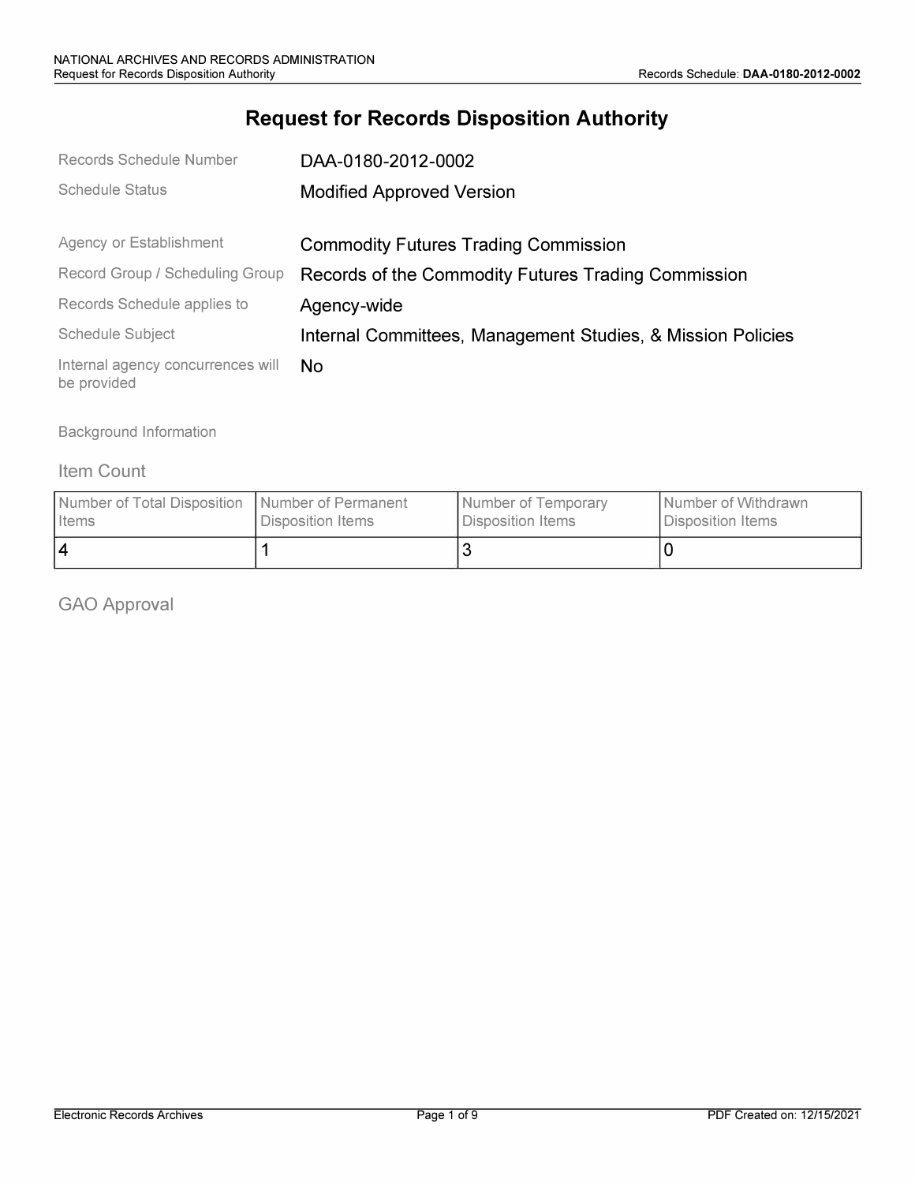# Request for Records Disposition Authority

| | |
|---|---|
| Records Schedule Number | DAA-0180-2012-0002 |
| Schedule Status | Modified Approved Version |
| Agency or Establishment | Commodity Futures Trading Commission |
| Record Group / Scheduling Group | Records of the Commodity Futures Trading Commission |
| Records Schedule applies to | Agency-wide |
| Schedule Subject | Internal Committees, Management Studies, & Mission Policies |
| Internal agency concurrences will be provided | No |

Background Information

## Item Count

| Number of Total Disposition Items | Number of Permanent Disposition Items | Number of Temporary Disposition Items | Number of Withdrawn Disposition Items |
|---|---|---|---|
| 4 | 1 | 3 | 0 |

## GAO Approval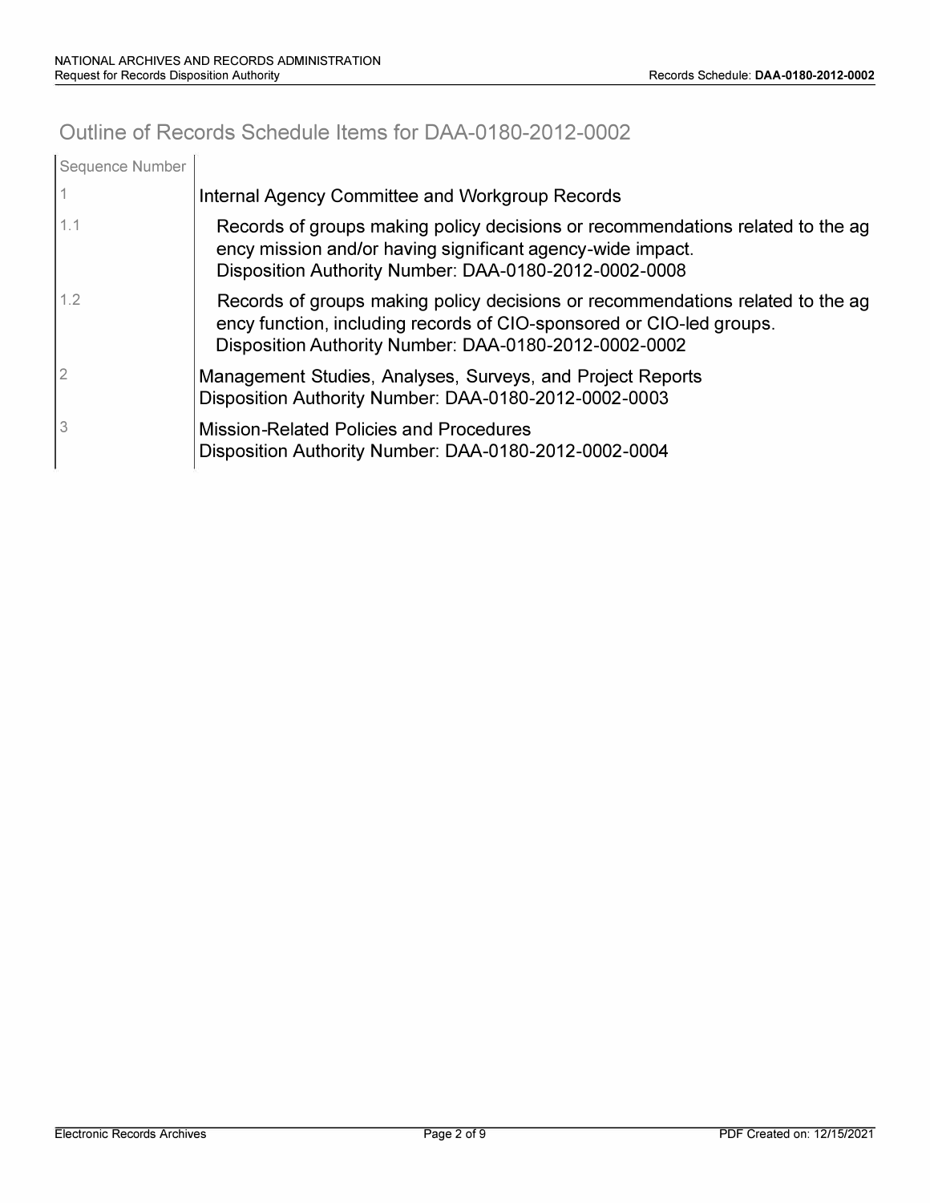## Outline of Records Schedule Items for DAA-0180-2012-0002

| Sequence Number | |
|---|---|
| 1 | Internal Agency Committee and Workgroup Records |
| 1.1 | Records of groups making policy decisions or recommendations related to the agency mission and/or having significant agency-wide impact.<br>Disposition Authority Number: DAA-0180-2012-0002-0008 |
| 1.2 | Records of groups making policy decisions or recommendations related to the agency function, including records of CIO-sponsored or CIO-led groups.<br>Disposition Authority Number: DAA-0180-2012-0002-0002 |
| 2 | Management Studies, Analyses, Surveys, and Project Reports<br>Disposition Authority Number: DAA-0180-2012-0002-0003 |
| 3 | Mission-Related Policies and Procedures<br>Disposition Authority Number: DAA-0180-2012-0002-0004 |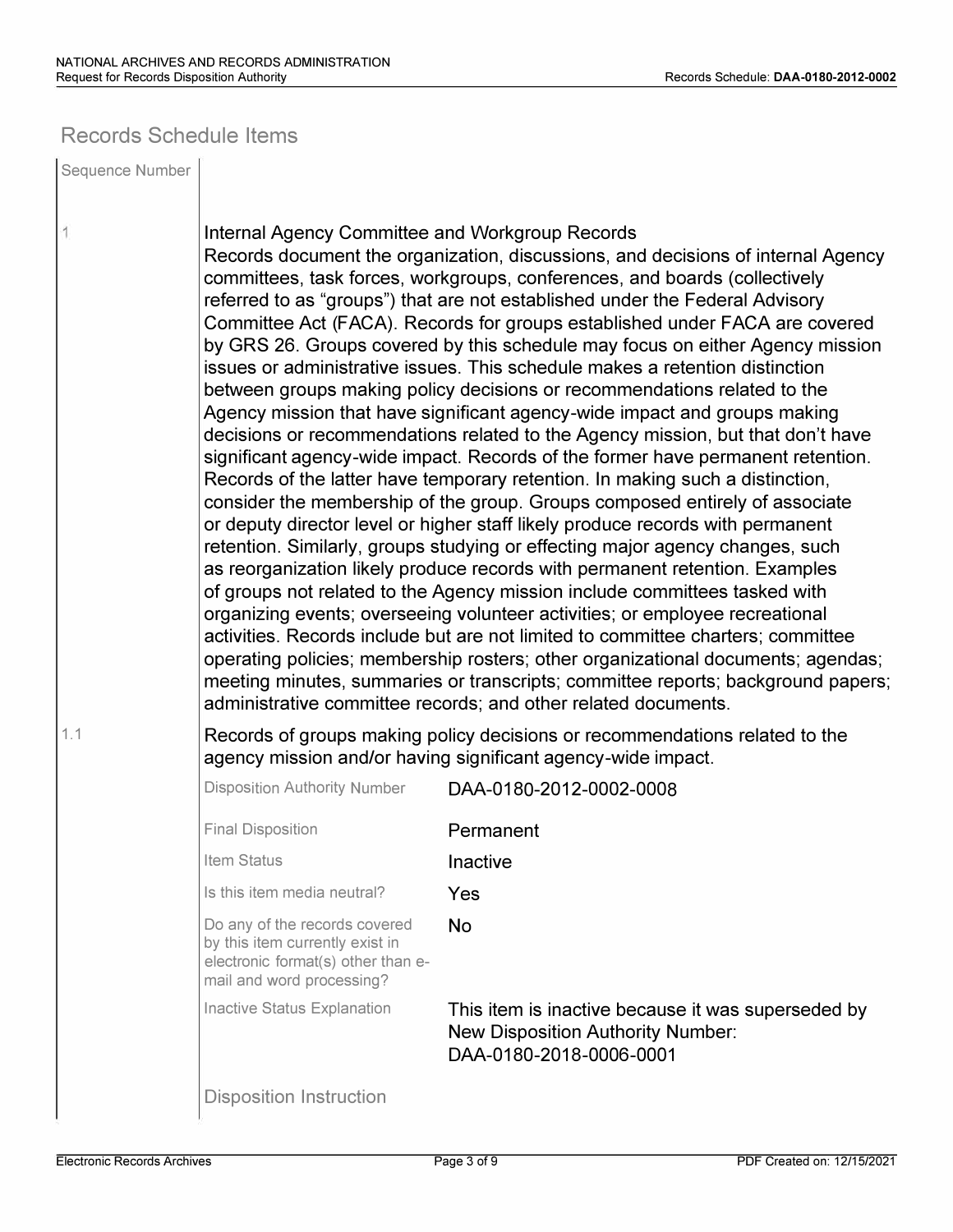## Records Schedule Items

| Sequence Number | |
|---|---|
| 1 | **Internal Agency Committee and Workgroup Records**<br>Records document the organization, discussions, and decisions of internal Agency committees, task forces, workgroups, conferences, and boards (collectively referred to as "groups") that are not established under the Federal Advisory Committee Act (FACA). Records for groups established under FACA are covered by GRS 26. Groups covered by this schedule may focus on either Agency mission issues or administrative issues. This schedule makes a retention distinction between groups making policy decisions or recommendations related to the Agency mission that have significant agency-wide impact and groups making decisions or recommendations related to the Agency mission, but that don't have significant agency-wide impact. Records of the former have permanent retention. Records of the latter have temporary retention. In making such a distinction, consider the membership of the group. Groups composed entirely of associate or deputy director level or higher staff likely produce records with permanent retention. Similarly, groups studying or effecting major agency changes, such as reorganization likely produce records with permanent retention. Examples of groups not related to the Agency mission include committees tasked with organizing events; overseeing volunteer activities; or employee recreational activities. Records include but are not limited to committee charters; committee operating policies; membership rosters; other organizational documents; agendas; meeting minutes, summaries or transcripts; committee reports; background papers; administrative committee records; and other related documents. |
| 1.1 | Records of groups making policy decisions or recommendations related to the agency mission and/or having significant agency-wide impact. |

| | |
|---|---|
| Disposition Authority Number | DAA-0180-2012-0002-0008 |
| Final Disposition | Permanent |
| Item Status | Inactive |
| Is this item media neutral? | Yes |
| Do any of the records covered by this item currently exist in electronic format(s) other than e-mail and word processing? | No |
| Inactive Status Explanation | This item is inactive because it was superseded by New Disposition Authority Number: DAA-0180-2018-0006-0001 |

### Disposition Instruction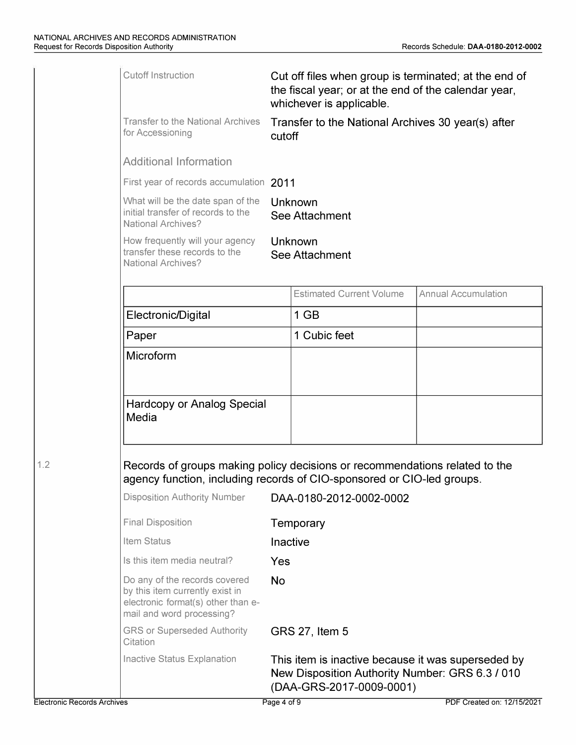| | |
|---|---|
| Cutoff Instruction | Cut off files when group is terminated; at the end of the fiscal year; or at the end of the calendar year, whichever is applicable. |
| Transfer to the National Archives for Accessioning | Transfer to the National Archives 30 year(s) after cutoff |

### Additional Information

| | |
|---|---|
| First year of records accumulation | 2011 |
| What will be the date span of the initial transfer of records to the National Archives? | Unknown<br>See Attachment |
| How frequently will your agency transfer these records to the National Archives? | Unknown<br>See Attachment |

| | Estimated Current Volume | Annual Accumulation |
|---|---|---|
| Electronic/Digital | 1 GB | |
| Paper | 1 Cubic feet | |
| Microform | | |
| Hardcopy or Analog Special Media | | |

1.2

**Records of groups making policy decisions or recommendations related to the agency function, including records of CIO-sponsored or CIO-led groups.**

| | |
|---|---|
| Disposition Authority Number | DAA-0180-2012-0002-0002 |
| Final Disposition | Temporary |
| Item Status | Inactive |
| Is this item media neutral? | Yes |
| Do any of the records covered by this item currently exist in electronic format(s) other than e-mail and word processing? | No |
| GRS or Superseded Authority Citation | GRS 27, Item 5 |
| Inactive Status Explanation | This item is inactive because it was superseded by New Disposition Authority Number: GRS 6.3 / 010 (DAA-GRS-2017-0009-0001) |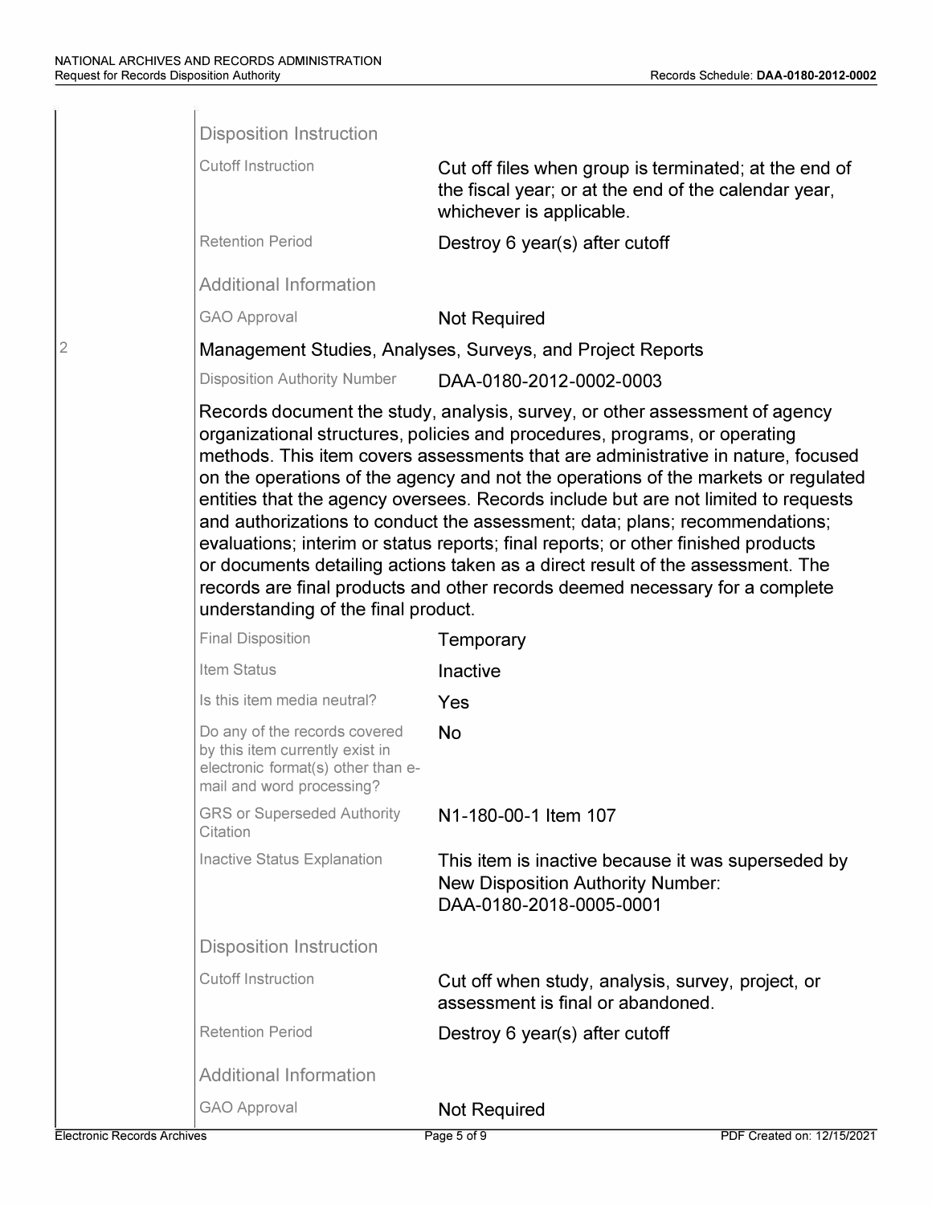### Disposition Instruction

| | |
|---|---|
| Cutoff Instruction | Cut off files when group is terminated; at the end of the fiscal year; or at the end of the calendar year, whichever is applicable. |
| Retention Period | Destroy 6 year(s) after cutoff |

### Additional Information

| | |
|---|---|
| GAO Approval | Not Required |

2 **Management Studies, Analyses, Surveys, and Project Reports**

| | |
|---|---|
| Disposition Authority Number | DAA-0180-2012-0002-0003 |

Records document the study, analysis, survey, or other assessment of agency organizational structures, policies and procedures, programs, or operating methods. This item covers assessments that are administrative in nature, focused on the operations of the agency and not the operations of the markets or regulated entities that the agency oversees. Records include but are not limited to requests and authorizations to conduct the assessment; data; plans; recommendations; evaluations; interim or status reports; final reports; or other finished products or documents detailing actions taken as a direct result of the assessment. The records are final products and other records deemed necessary for a complete understanding of the final product.

| | |
|---|---|
| Final Disposition | Temporary |
| Item Status | Inactive |
| Is this item media neutral? | Yes |
| Do any of the records covered by this item currently exist in electronic format(s) other than e-mail and word processing? | No |
| GRS or Superseded Authority Citation | N1-180-00-1 Item 107 |
| Inactive Status Explanation | This item is inactive because it was superseded by New Disposition Authority Number: DAA-0180-2018-0005-0001 |

### Disposition Instruction

| | |
|---|---|
| Cutoff Instruction | Cut off when study, analysis, survey, project, or assessment is final or abandoned. |
| Retention Period | Destroy 6 year(s) after cutoff |

### Additional Information

| | |
|---|---|
| GAO Approval | Not Required |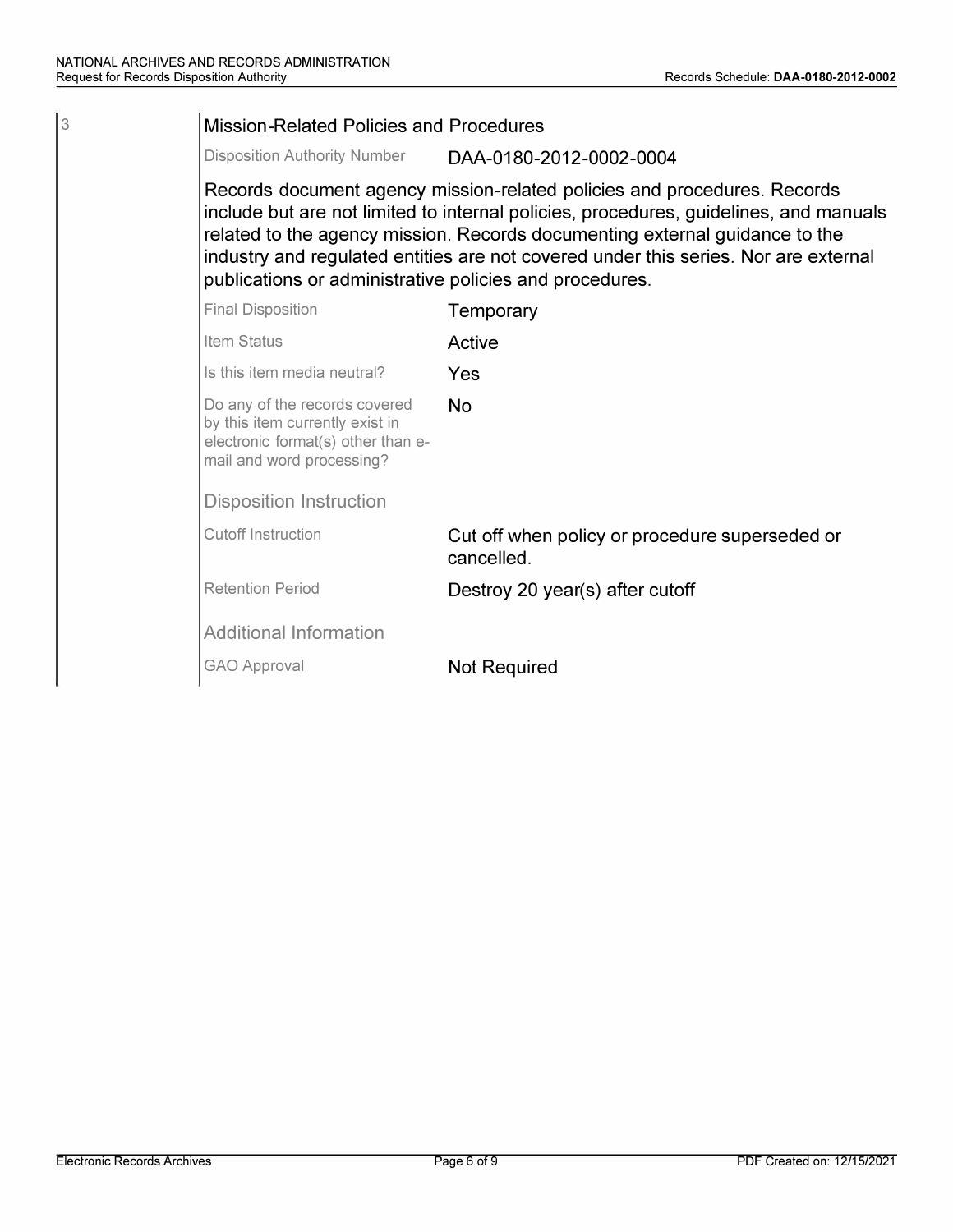3

## Mission-Related Policies and Procedures

| | |
|---|---|
| Disposition Authority Number | DAA-0180-2012-0002-0004 |

Records document agency mission-related policies and procedures. Records include but are not limited to internal policies, procedures, guidelines, and manuals related to the agency mission. Records documenting external guidance to the industry and regulated entities are not covered under this series. Nor are external publications or administrative policies and procedures.

| | |
|---|---|
| Final Disposition | Temporary |
| Item Status | Active |
| Is this item media neutral? | Yes |
| Do any of the records covered by this item currently exist in electronic format(s) other than e-mail and word processing? | No |

### Disposition Instruction

| | |
|---|---|
| Cutoff Instruction | Cut off when policy or procedure superseded or cancelled. |
| Retention Period | Destroy 20 year(s) after cutoff |

### Additional Information

| | |
|---|---|
| GAO Approval | Not Required |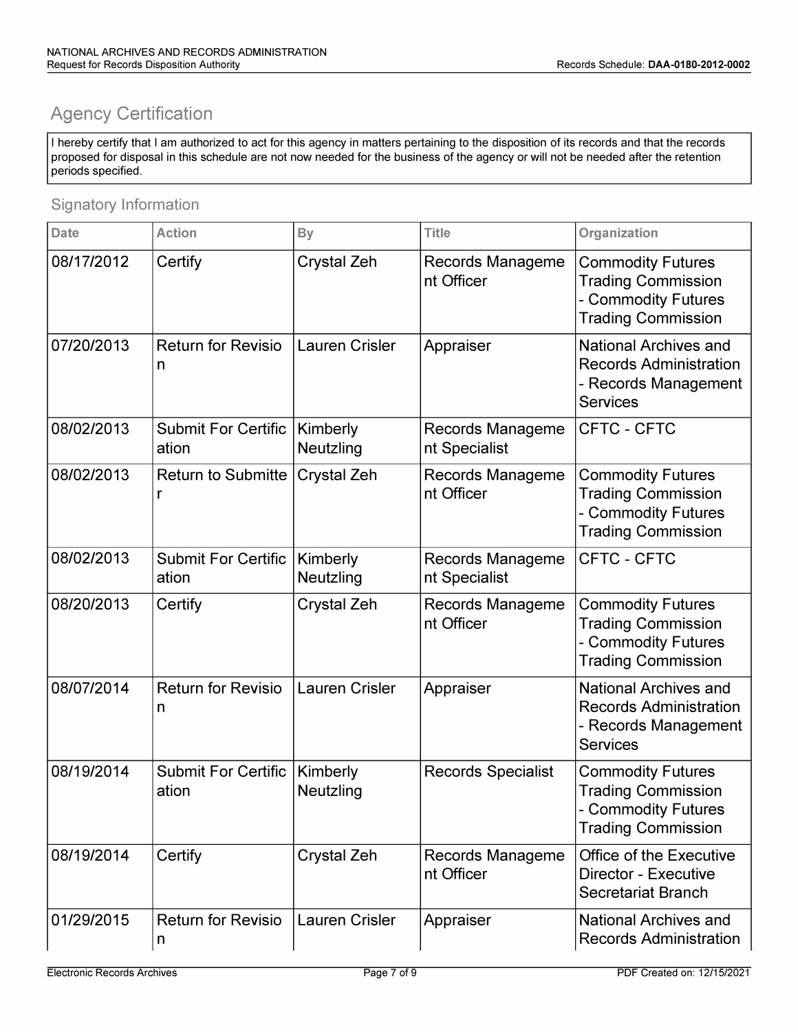## Agency Certification

I hereby certify that I am authorized to act for this agency in matters pertaining to the disposition of its records and that the records proposed for disposal in this schedule are not now needed for the business of the agency or will not be needed after the retention periods specified.

### Signatory Information

| Date | Action | By | Title | Organization |
| --- | --- | --- | --- | --- |
| 08/17/2012 | Certify | Crystal Zeh | Records Management Officer | Commodity Futures Trading Commission - Commodity Futures Trading Commission |
| 07/20/2013 | Return for Revision | Lauren Crisler | Appraiser | National Archives and Records Administration - Records Management Services |
| 08/02/2013 | Submit For Certification | Kimberly Neutzling | Records Management Specialist | CFTC - CFTC |
| 08/02/2013 | Return to Submitter | Crystal Zeh | Records Management Officer | Commodity Futures Trading Commission - Commodity Futures Trading Commission |
| 08/02/2013 | Submit For Certification | Kimberly Neutzling | Records Management Specialist | CFTC - CFTC |
| 08/20/2013 | Certify | Crystal Zeh | Records Management Officer | Commodity Futures Trading Commission - Commodity Futures Trading Commission |
| 08/07/2014 | Return for Revision | Lauren Crisler | Appraiser | National Archives and Records Administration - Records Management Services |
| 08/19/2014 | Submit For Certification | Kimberly Neutzling | Records Specialist | Commodity Futures Trading Commission - Commodity Futures Trading Commission |
| 08/19/2014 | Certify | Crystal Zeh | Records Management Officer | Office of the Executive Director - Executive Secretariat Branch |
| 01/29/2015 | Return for Revision | Lauren Crisler | Appraiser | National Archives and Records Administration |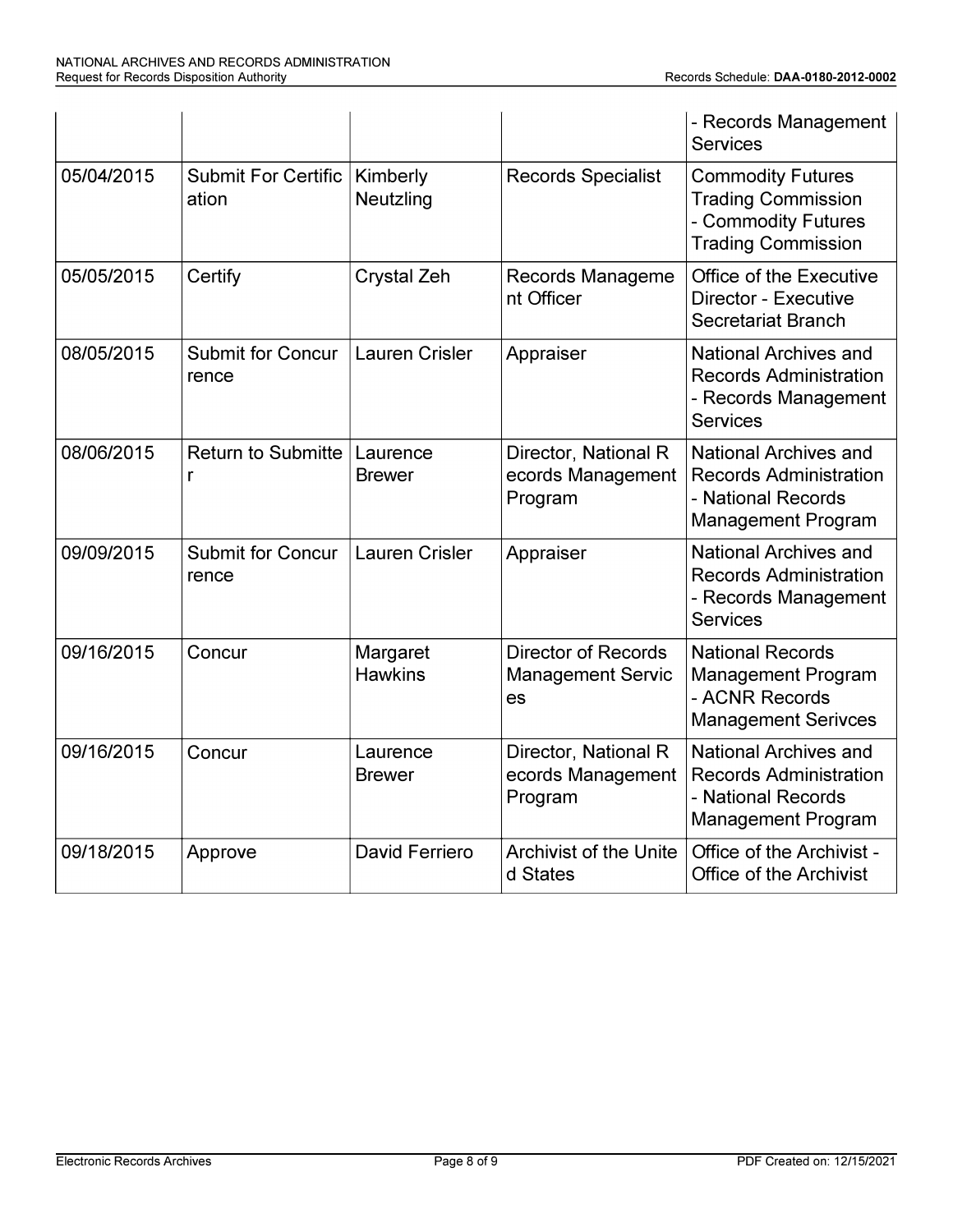| | | | | |
|---|---|---|---|---|
| | | | | - Records Management Services |
| 05/04/2015 | Submit For Certification | Kimberly Neutzling | Records Specialist | Commodity Futures Trading Commission - Commodity Futures Trading Commission |
| 05/05/2015 | Certify | Crystal Zeh | Records Management Officer | Office of the Executive Director - Executive Secretariat Branch |
| 08/05/2015 | Submit for Concurrence | Lauren Crisler | Appraiser | National Archives and Records Administration - Records Management Services |
| 08/06/2015 | Return to Submitter | Laurence Brewer | Director, National Records Management Program | National Archives and Records Administration - National Records Management Program |
| 09/09/2015 | Submit for Concurrence | Lauren Crisler | Appraiser | National Archives and Records Administration - Records Management Services |
| 09/16/2015 | Concur | Margaret Hawkins | Director of Records Management Services | National Records Management Program - ACNR Records Management Serivces |
| 09/16/2015 | Concur | Laurence Brewer | Director, National Records Management Program | National Archives and Records Administration - National Records Management Program |
| 09/18/2015 | Approve | David Ferriero | Archivist of the United States | Office of the Archivist - Office of the Archivist |